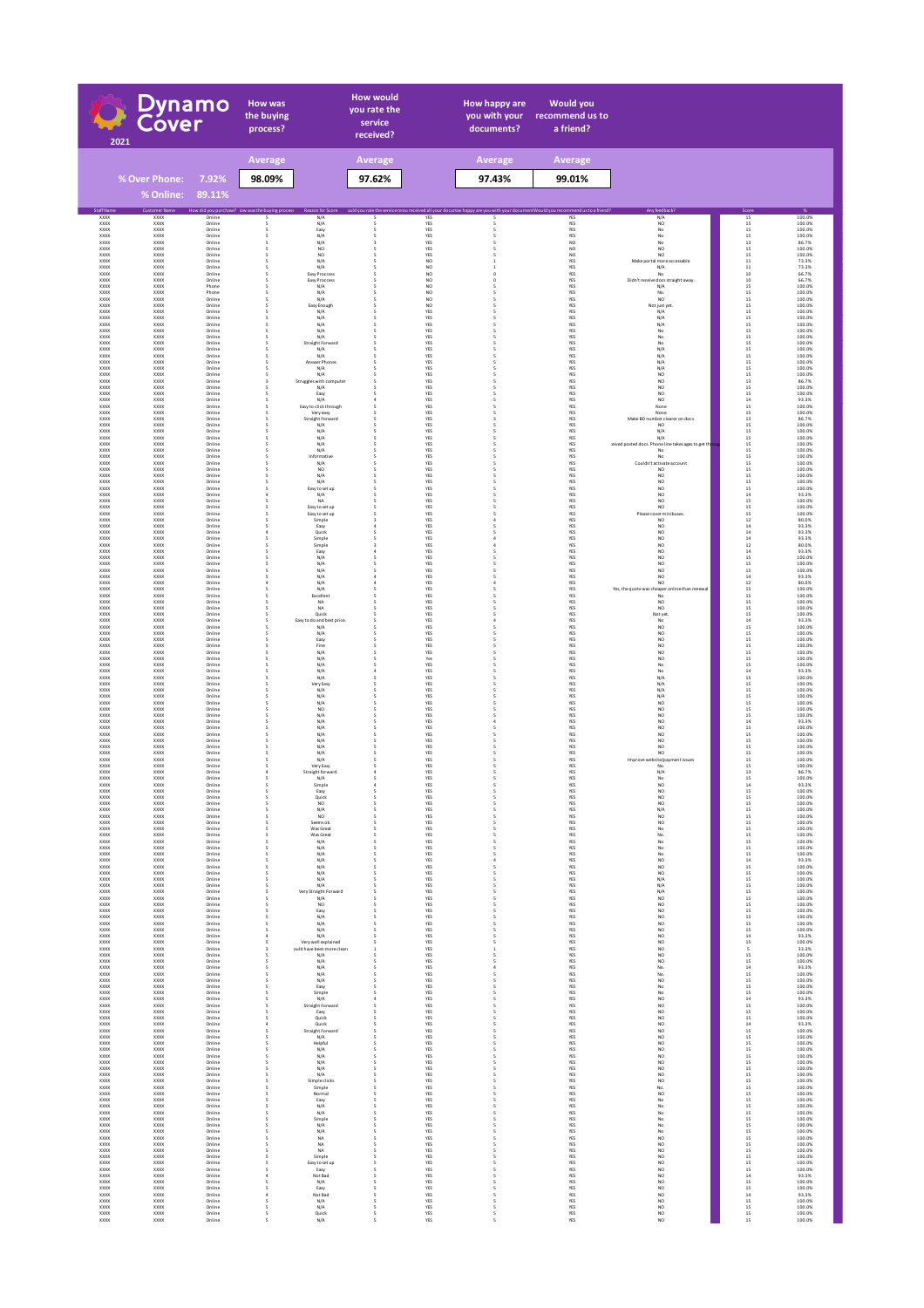# Dynamo Cover 2021

| | How was the buying process? | How would you rate the service received? | How happy are you with your documents? | Would you recommend us to a friend? |
|---|---|---|---|---|
| | Average | Average | Average | Average |
| | 98.09% | 97.62% | 97.43% | 99.01% |

% Over Phone: 7.92%

% Online: 89.11%

| Staff Name | Customer Name | How did you purchase? | How was the buying process | Reason for Score | How would you rate the service you received | Did you receive all your documents? | How happy are you with your documents | Would you recommend us to a friend? | Any feedback? | Score | % |
|---|---|---|---|---|---|---|---|---|---|---|---|
| XXXX | XXXX | Online | 5 | N/A | 5 | YES | 5 | YES | N/A | 15 | 100.0% |
| XXXX | XXXX | Online | 5 | N/A | 5 | YES | 5 | YES | NO | 15 | 100.0% |
| XXXX | XXXX | Online | 5 | Easy | 5 | YES | 5 | YES | No | 15 | 100.0% |
| XXXX | XXXX | Online | 5 | N/A | 5 | YES | 5 | YES | No | 15 | 100.0% |
| XXXX | XXXX | Online | 5 | N/A | 3 | YES | 5 | NO | No | 13 | 86.7% |
| XXXX | XXXX | Online | 5 | NO | 5 | YES | 5 | NO | NO | 15 | 100.0% |
| XXXX | XXXX | Online | 5 | NO | 5 | YES | 5 | NO | NO | 15 | 100.0% |
| XXXX | XXXX | Online | 5 | N/A | 5 | NO | 1 | YES | Make portal more accessable | 11 | 73.3% |
| XXXX | XXXX | Online | 5 | N/A | 5 | NO | 1 | YES | N/A | 11 | 73.3% |
| XXXX | XXXX | Online | 5 | Easy Proccess | 5 | NO | 0 | YES | No | 10 | 66.7% |
| XXXX | XXXX | Online | 5 | Easy Proccess | 5 | NO | 0 | YES | Didn't receive docs straight away. | 10 | 66.7% |
| XXXX | XXXX | Phone | 5 | N/A | 5 | NO | 5 | YES | N/A | 15 | 100.0% |
| XXXX | XXXX | Phone | 5 | N/A | 5 | NO | 5 | YES | No. | 15 | 100.0% |
| XXXX | XXXX | Online | 5 | N/A | 5 | NO | 5 | YES | NO | 15 | 100.0% |
| XXXX | XXXX | Online | 5 | Easy Enough | 5 | NO | 5 | YES | Not just yet. | 15 | 100.0% |
| XXXX | XXXX | Online | 5 | N/A | 5 | YES | 5 | YES | N/A | 15 | 100.0% |
| XXXX | XXXX | Online | 5 | N/A | 5 | YES | 5 | YES | N/A | 15 | 100.0% |
| XXXX | XXXX | Online | 5 | N/A | 5 | YES | 5 | YES | N/A | 15 | 100.0% |
| XXXX | XXXX | Online | 5 | N/A | 5 | YES | 5 | YES | No | 15 | 100.0% |
| XXXX | XXXX | Online | 5 | N/A | 5 | YES | 5 | YES | No | 15 | 100.0% |
| XXXX | XXXX | Online | 5 | Straight Forward | 5 | YES | 5 | YES | No | 15 | 100.0% |
| XXXX | XXXX | Online | 5 | N/A | 5 | YES | 5 | YES | N/A | 15 | 100.0% |
| XXXX | XXXX | Online | 5 | N/A | 5 | YES | 5 | YES | N/A | 15 | 100.0% |
| XXXX | XXXX | Online | 5 | Answer Phones | 5 | YES | 5 | YES | N/A | 15 | 100.0% |
| XXXX | XXXX | Online | 5 | N/A | 5 | YES | 5 | YES | N/A | 15 | 100.0% |
| XXXX | XXXX | Online | 5 | N/A | 5 | YES | 5 | YES | NO | 15 | 100.0% |
| XXXX | XXXX | Online | 3 | Struggles with computer | 5 | YES | 5 | YES | NO | 13 | 86.7% |
| XXXX | XXXX | Online | 5 | N/A | 5 | YES | 5 | YES | NO | 15 | 100.0% |
| XXXX | XXXX | Online | 5 | Easy | 5 | YES | 5 | YES | NO | 15 | 100.0% |
| XXXX | XXXX | Online | 5 | N/A | 4 | YES | 5 | YES | NO | 14 | 93.3% |
| XXXX | XXXX | Online | 5 | Easy to click through | 5 | YES | 5 | YES | None | 15 | 100.0% |
| XXXX | XXXX | Online | 5 | Very easy | 5 | YES | 5 | YES | None | 15 | 100.0% |
| XXXX | XXXX | Online | 5 | Straight Forward | 5 | YES | 3 | YES | Make BD number clearer on docs | 13 | 86.7% |
| XXXX | XXXX | Online | 5 | N/A | 5 | YES | 5 | YES | NO | 15 | 100.0% |
| XXXX | XXXX | Online | 5 | N/A | 5 | YES | 5 | YES | N/A | 15 | 100.0% |
| XXXX | XXXX | Online | 5 | N/A | 5 | YES | 5 | YES | N/A | 15 | 100.0% |
| XXXX | XXXX | Online | 5 | N/A | 5 | YES | 5 | YES | eived posted docs. Phone line takes age to get throug | 15 | 100.0% |
| XXXX | XXXX | Online | 5 | N/A | 5 | YES | 5 | YES | No | 15 | 100.0% |
| XXXX | XXXX | Online | 5 | Informative | 5 | YES | 5 | YES | No | 15 | 100.0% |
| XXXX | XXXX | Online | 5 | N/A | 5 | YES | 5 | YES | Couldn't activate account | 15 | 100.0% |
| XXXX | XXXX | Online | 5 | NO | 5 | YES | 5 | YES | NO | 15 | 100.0% |
| XXXX | XXXX | Online | 5 | N/A | 5 | YES | 5 | YES | NO | 15 | 100.0% |
| XXXX | XXXX | Online | 5 | N/A | 5 | YES | 5 | YES | NO | 15 | 100.0% |
| XXXX | XXXX | Online | 5 | Easy to set up | 5 | YES | 5 | YES | NO | 15 | 100.0% |
| XXXX | XXXX | Online | 4 | N/A | 5 | YES | 5 | YES | NO | 14 | 93.3% |
| XXXX | XXXX | Online | 5 | NA | 5 | YES | 5 | YES | NO | 15 | 100.0% |
| XXXX | XXXX | Online | 5 | Easy to set up | 5 | YES | 5 | YES | NO | 15 | 100.0% |
| XXXX | XXXX | Online | 5 | Easy to set up | 5 | YES | 5 | YES | Please cover minibuses. | 15 | 100.0% |
| XXXX | XXXX | Online | 5 | Simple | 3 | YES | 4 | YES | NO | 12 | 80.0% |
| XXXX | XXXX | Online | 5 | Easy | 4 | YES | 5 | YES | NO | 14 | 93.3% |
| XXXX | XXXX | Online | 4 | Quick | 5 | YES | 5 | YES | NO | 14 | 93.3% |
| XXXX | XXXX | Online | 5 | Simple | 5 | YES | 4 | YES | NO | 14 | 93.3% |
| XXXX | XXXX | Online | 5 | Simple | 3 | YES | 4 | YES | NO | 12 | 80.0% |
| XXXX | XXXX | Online | 5 | Easy | 4 | YES | 5 | YES | NO | 14 | 93.3% |
| XXXX | XXXX | Online | 5 | N/A | 5 | YES | 5 | YES | NO | 15 | 100.0% |
| XXXX | XXXX | Online | 5 | N/A | 5 | YES | 5 | YES | NO | 15 | 100.0% |
| XXXX | XXXX | Online | 5 | N/A | 5 | YES | 5 | YES | NO | 15 | 100.0% |
| XXXX | XXXX | Online | 5 | N/A | 4 | YES | 5 | YES | NO | 14 | 93.3% |
| XXXX | XXXX | Online | 4 | N/A | 4 | YES | 4 | YES | NO | 12 | 80.0% |
| XXXX | XXXX | Online | 5 | N/A | 5 | YES | 5 | YES | Yes, the quote was cheaper online than renewal | 15 | 100.0% |
| XXXX | XXXX | Online | 5 | Excellent | 5 | YES | 5 | YES | No | 15 | 100.0% |
| XXXX | XXXX | Online | 5 | NA | 5 | YES | 5 | YES | NO | 15 | 100.0% |
| XXXX | XXXX | Online | 5 | NA | 5 | YES | 5 | YES | NO | 15 | 100.0% |
| XXXX | XXXX | Online | 5 | Quick | 5 | YES | 5 | YES | Not yet. | 15 | 100.0% |
| XXXX | XXXX | Online | 5 | Easy to do and best price. | 5 | YES | 4 | YES | No | 14 | 93.3% |
| XXXX | XXXX | Online | 5 | N/A | 5 | YES | 5 | YES | NO | 15 | 100.0% |
| XXXX | XXXX | Online | 5 | N/A | 5 | YES | 5 | YES | NO | 15 | 100.0% |
| XXXX | XXXX | Online | 5 | Easy | 5 | YES | 5 | YES | NO | 15 | 100.0% |
| XXXX | XXXX | Online | 5 | Fine | 5 | YES | 5 | YES | NO | 15 | 100.0% |
| XXXX | XXXX | Online | 5 | N/A | 5 | YES | 5 | YES | NO | 15 | 100.0% |
| XXXX | XXXX | Online | 5 | N/A | 5 | YES | 5 | YES | NO | 15 | 100.0% |
| XXXX | XXXX | Online | 5 | N/A | 5 | Yes | 5 | YES | No | 15 | 100.0% |
| XXXX | XXXX | Online | 5 | N/A | 4 | YES | 5 | YES | NO | 14 | 93.3% |
| XXXX | XXXX | Online | 5 | N/A | 5 | YES | 5 | YES | N/A | 15 | 100.0% |
| XXXX | XXXX | Online | 5 | Very Easy | 5 | YES | 5 | YES | N/A | 15 | 100.0% |
| XXXX | XXXX | Online | 5 | N/A | 5 | YES | 5 | YES | N/A | 15 | 100.0% |
| XXXX | XXXX | Online | 5 | N/A | 5 | YES | 5 | YES | N/A | 15 | 100.0% |
| XXXX | XXXX | Online | 5 | N/A | 5 | YES | 5 | YES | NO | 15 | 100.0% |
| XXXX | XXXX | Online | 5 | NO | 5 | YES | 5 | YES | NO | 15 | 100.0% |
| XXXX | XXXX | Online | 5 | N/A | 5 | YES | 5 | YES | NO | 15 | 100.0% |
| XXXX | XXXX | Online | 5 | N/A | 5 | YES | 4 | YES | NO | 14 | 93.3% |
| XXXX | XXXX | Online | 5 | N/A | 5 | YES | 5 | YES | NO | 15 | 100.0% |
| XXXX | XXXX | Online | 5 | N/A | 5 | YES | 5 | YES | NO | 15 | 100.0% |
| XXXX | XXXX | Online | 5 | N/A | 5 | YES | 5 | YES | NO | 15 | 100.0% |
| XXXX | XXXX | Online | 5 | N/A | 5 | YES | 5 | YES | NO | 15 | 100.0% |
| XXXX | XXXX | Online | 5 | N/A | 5 | YES | 5 | YES | NO | 15 | 100.0% |
| XXXX | XXXX | Online | 5 | N/A | 5 | YES | 5 | YES | Improve website/payment issues | 15 | 100.0% |
| XXXX | XXXX | Online | 5 | Very Easy | 5 | YES | 5 | YES | No. | 15 | 100.0% |
| XXXX | XXXX | Online | 4 | Straight forward. | 4 | YES | 5 | YES | N/A | 13 | 86.7% |
| XXXX | XXXX | Online | 5 | N/A | 5 | YES | 5 | YES | No | 15 | 100.0% |
| XXXX | XXXX | Online | 5 | Simple | 4 | YES | 5 | YES | NO | 14 | 93.3% |
| XXXX | XXXX | Online | 5 | Easy | 5 | YES | 5 | YES | NO | 15 | 100.0% |
| XXXX | XXXX | Online | 5 | Quick | 5 | YES | 5 | YES | NO | 15 | 100.0% |
| XXXX | XXXX | Online | 5 | NO | 5 | YES | 5 | YES | NO | 15 | 100.0% |
| XXXX | XXXX | Online | 5 | N/A | 5 | YES | 5 | YES | N/A | 15 | 100.0% |
| XXXX | XXXX | Online | 5 | NO | 5 | YES | 5 | YES | NO | 15 | 100.0% |
| XXXX | XXXX | Online | 5 | Seems ok | 5 | YES | 5 | YES | NO | 15 | 100.0% |
| XXXX | XXXX | Online | 5 | Was Great | 5 | YES | 5 | YES | No | 15 | 100.0% |
| XXXX | XXXX | Online | 5 | Was Great | 5 | YES | 5 | YES | No. | 15 | 100.0% |
| XXXX | XXXX | Online | 5 | N/A | 5 | YES | 5 | YES | No | 15 | 100.0% |
| XXXX | XXXX | Online | 5 | N/A | 5 | YES | 5 | YES | No | 15 | 100.0% |
| XXXX | XXXX | Online | 5 | N/A | 5 | YES | 5 | YES | No | 15 | 100.0% |
| XXXX | XXXX | Online | 5 | N/A | 5 | YES | 4 | YES | NO | 14 | 93.3% |
| XXXX | XXXX | Online | 5 | N/A | 5 | YES | 5 | YES | NO | 15 | 100.0% |
| XXXX | XXXX | Online | 5 | N/A | 5 | YES | 5 | YES | NO | 15 | 100.0% |
| XXXX | XXXX | Online | 5 | N/A | 5 | YES | 5 | YES | N/A | 15 | 100.0% |
| XXXX | XXXX | Online | 5 | N/A | 5 | YES | 5 | YES | N/A | 15 | 100.0% |
| XXXX | XXXX | Online | 5 | Very Straight Forward | 5 | YES | 5 | YES | N/A | 15 | 100.0% |
| XXXX | XXXX | Online | 5 | N/A | 5 | YES | 5 | YES | NO | 15 | 100.0% |
| XXXX | XXXX | Online | 5 | NO | 5 | YES | 5 | YES | NO | 15 | 100.0% |
| XXXX | XXXX | Online | 5 | Easy | 5 | YES | 5 | YES | NO | 15 | 100.0% |
| XXXX | XXXX | Online | 5 | N/A | 5 | YES | 5 | YES | NO | 15 | 100.0% |
| XXXX | XXXX | Online | 5 | N/A | 5 | YES | 5 | YES | NO | 15 | 100.0% |
| XXXX | XXXX | Online | 5 | N/A | 5 | YES | 5 | YES | NO | 15 | 100.0% |
| XXXX | XXXX | Online | 4 | N/A | 5 | YES | 5 | YES | NO | 14 | 93.3% |
| XXXX | XXXX | Online | 5 | Very well explained | 5 | YES | 5 | YES | NO | 15 | 100.0% |
| XXXX | XXXX | Online | 3 | ould have been more clear | 1 | YES | 1 | YES | NO | 5 | 33.3% |
| XXXX | XXXX | Online | 5 | N/A | 5 | YES | 5 | YES | NO | 15 | 100.0% |
| XXXX | XXXX | Online | 5 | N/A | 5 | YES | 5 | YES | NO | 15 | 100.0% |
| XXXX | XXXX | Online | 5 | N/A | 5 | YES | 4 | YES | No. | 14 | 93.3% |
| XXXX | XXXX | Online | 5 | N/A | 5 | YES | 5 | YES | No. | 15 | 100.0% |
| XXXX | XXXX | Online | 5 | N/A | 5 | YES | 5 | YES | No | 15 | 100.0% |
| XXXX | XXXX | Online | 5 | Easy | 5 | YES | 5 | YES | No | 15 | 100.0% |
| XXXX | XXXX | Online | 5 | Simple | 5 | YES | 5 | YES | No | 15 | 100.0% |
| XXXX | XXXX | Online | 5 | N/A | 4 | YES | 5 | YES | NO | 14 | 93.3% |
| XXXX | XXXX | Online | 5 | Straight Forward | 5 | YES | 5 | YES | NO | 15 | 100.0% |
| XXXX | XXXX | Online | 5 | Easy | 5 | YES | 5 | YES | NO | 15 | 100.0% |
| XXXX | XXXX | Online | 5 | Quick | 5 | YES | 5 | YES | NO | 15 | 100.0% |
| XXXX | XXXX | Online | 4 | Quick | 5 | YES | 5 | YES | NO | 14 | 93.3% |
| XXXX | XXXX | Online | 5 | Straight Forward | 5 | YES | 5 | YES | NO | 15 | 100.0% |
| XXXX | XXXX | Online | 5 | N/A | 5 | YES | 5 | YES | NO | 15 | 100.0% |
| XXXX | XXXX | Online | 5 | Helpful | 5 | YES | 5 | YES | NO | 15 | 100.0% |
| XXXX | XXXX | Online | 5 | N/A | 5 | YES | 5 | YES | NO | 15 | 100.0% |
| XXXX | XXXX | Online | 5 | N/A | 5 | YES | 5 | YES | NO | 15 | 100.0% |
| XXXX | XXXX | Online | 5 | N/A | 5 | YES | 5 | YES | NO | 15 | 100.0% |
| XXXX | XXXX | Online | 5 | N/A | 5 | YES | 5 | YES | NO | 15 | 100.0% |
| XXXX | XXXX | Online | 5 | Simple clicks | 5 | YES | 5 | YES | NO | 15 | 100.0% |
| XXXX | XXXX | Online | 5 | Simple | 5 | YES | 5 | YES | No. | 15 | 100.0% |
| XXXX | XXXX | Online | 5 | Normal | 5 | YES | 5 | YES | NO | 15 | 100.0% |
| XXXX | XXXX | Online | 5 | Easy | 5 | YES | 5 | YES | No | 15 | 100.0% |
| XXXX | XXXX | Online | 5 | N/A | 5 | YES | 5 | YES | No | 15 | 100.0% |
| XXXX | XXXX | Online | 5 | N/A | 5 | YES | 5 | YES | No | 15 | 100.0% |
| XXXX | XXXX | Online | 5 | Simple | 5 | YES | 5 | YES | No | 15 | 100.0% |
| XXXX | XXXX | Online | 5 | N/A | 5 | YES | 5 | YES | No | 15 | 100.0% |
| XXXX | XXXX | Online | 5 | N/A | 5 | YES | 5 | YES | No | 15 | 100.0% |
| XXXX | XXXX | Online | 5 | NA | 5 | YES | 5 | YES | NO | 15 | 100.0% |
| XXXX | XXXX | Online | 5 | N/A | 5 | YES | 5 | YES | NO | 15 | 100.0% |
| XXXX | XXXX | Online | 5 | NA | 5 | YES | 5 | YES | NO | 15 | 100.0% |
| XXXX | XXXX | Online | 5 | Simple | 5 | YES | 5 | YES | NO | 15 | 100.0% |
| XXXX | XXXX | Online | 5 | Easy to set up | 5 | YES | 5 | YES | NO | 15 | 100.0% |
| XXXX | XXXX | Online | 5 | Easy | 5 | YES | 5 | YES | NO | 15 | 100.0% |
| XXXX | XXXX | Online | 4 | Not Bad | 5 | YES | 5 | YES | NO | 14 | 93.3% |
| XXXX | XXXX | Online | 5 | N/A | 5 | YES | 5 | YES | NO | 15 | 100.0% |
| XXXX | XXXX | Online | 5 | Easy | 5 | YES | 5 | YES | NO | 15 | 100.0% |
| XXXX | XXXX | Online | 4 | Not Bad | 5 | YES | 5 | YES | NO | 14 | 93.3% |
| XXXX | XXXX | Online | 5 | N/A | 5 | YES | 5 | YES | NO | 15 | 100.0% |
| XXXX | XXXX | Online | 5 | N/A | 5 | YES | 5 | YES | NO | 15 | 100.0% |
| XXXX | XXXX | Online | 5 | Quick | 5 | YES | 5 | YES | NO | 15 | 100.0% |
| XXXX | XXXX | Online | 5 | N/A | 5 | YES | 5 | YES | NO | 15 | 100.0% |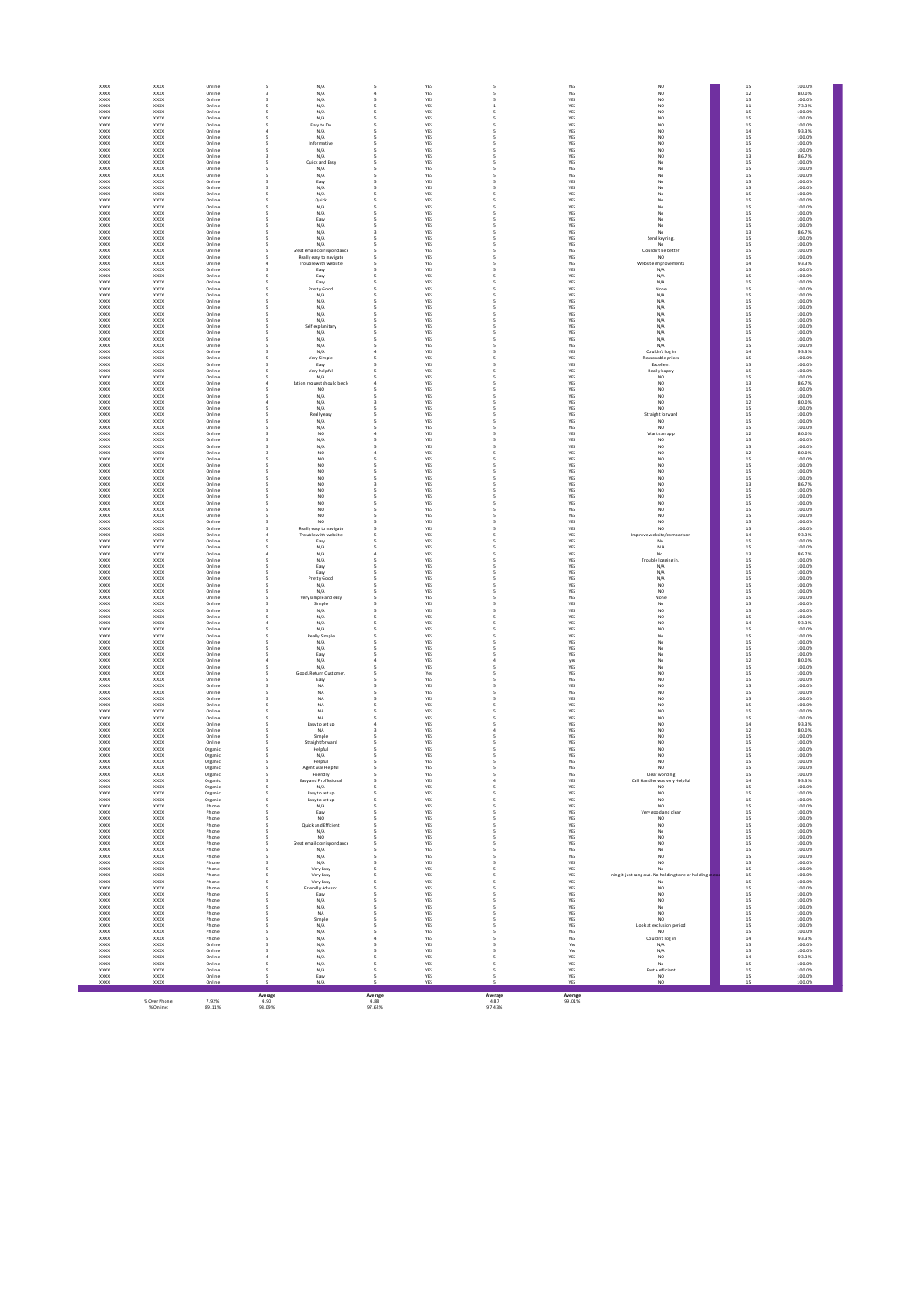| | | | | | | | | | | | |
|---|---|---|---|---|---|---|---|---|---|---|---|
| XXXX | XXXX | Online | 5 | N/A | 5 | YES | 5 | YES | NO | 15 | 100.0% |
| XXXX | XXXX | Online | 3 | N/A | 4 | YES | 5 | YES | NO | 12 | 80.0% |
| XXXX | XXXX | Online | 5 | N/A | 5 | YES | 5 | YES | NO | 15 | 100.0% |
| XXXX | XXXX | Online | 5 | N/A | 5 | YES | 1 | YES | NO | 11 | 73.3% |
| XXXX | XXXX | Online | 5 | N/A | 5 | YES | 5 | YES | NO | 15 | 100.0% |
| XXXX | XXXX | Online | 5 | N/A | 5 | YES | 5 | YES | NO | 15 | 100.0% |
| XXXX | XXXX | Online | 5 | Easy to Do | 5 | YES | 5 | YES | NO | 15 | 100.0% |
| XXXX | XXXX | Online | 4 | N/A | 5 | YES | 5 | YES | NO | 14 | 93.3% |
| XXXX | XXXX | Online | 5 | N/A | 5 | YES | 5 | YES | NO | 15 | 100.0% |
| XXXX | XXXX | Online | 5 | Informative | 5 | YES | 5 | YES | NO | 15 | 100.0% |
| XXXX | XXXX | Online | 5 | N/A | 5 | YES | 5 | YES | NO | 15 | 100.0% |
| XXXX | XXXX | Online | 3 | N/A | 5 | YES | 5 | YES | NO | 13 | 86.7% |
| XXXX | XXXX | Online | 5 | Quick and Easy | 5 | YES | 5 | YES | No | 15 | 100.0% |
| XXXX | XXXX | Online | 5 | N/A | 5 | YES | 5 | YES | No | 15 | 100.0% |
| XXXX | XXXX | Online | 5 | N/A | 5 | YES | 5 | YES | No | 15 | 100.0% |
| XXXX | XXXX | Online | 5 | Easy | 5 | YES | 5 | YES | No | 15 | 100.0% |
| XXXX | XXXX | Online | 5 | N/A | 5 | YES | 5 | YES | No | 15 | 100.0% |
| XXXX | XXXX | Online | 5 | N/A | 5 | YES | 5 | YES | No | 15 | 100.0% |
| XXXX | XXXX | Online | 5 | Quick | 5 | YES | 5 | YES | No | 15 | 100.0% |
| XXXX | XXXX | Online | 5 | N/A | 5 | YES | 5 | YES | No | 15 | 100.0% |
| XXXX | XXXX | Online | 5 | N/A | 5 | YES | 5 | YES | No | 15 | 100.0% |
| XXXX | XXXX | Online | 5 | Easy | 5 | YES | 5 | YES | No | 15 | 100.0% |
| XXXX | XXXX | Online | 5 | N/A | 5 | YES | 5 | YES | No | 15 | 100.0% |
| XXXX | XXXX | Online | 5 | N/A | 3 | YES | 5 | YES | No | 13 | 86.7% |
| XXXX | XXXX | Online | 5 | N/A | 5 | YES | 5 | YES | Send keyring. | 15 | 100.0% |
| XXXX | XXXX | Online | 5 | N/A | 5 | YES | 5 | YES | No | 15 | 100.0% |
| XXXX | XXXX | Online | 5 | Great email corrispondance | 5 | YES | 5 | YES | Couldn't be better | 15 | 100.0% |
| XXXX | XXXX | Online | 5 | Really easy to navigate | 5 | YES | 5 | YES | NO | 15 | 100.0% |
| XXXX | XXXX | Online | 4 | Trouble with website | 5 | YES | 5 | YES | Website improvements | 14 | 93.3% |
| XXXX | XXXX | Online | 5 | Easy | 5 | YES | 5 | YES | N/A | 15 | 100.0% |
| XXXX | XXXX | Online | 5 | Easy | 5 | YES | 5 | YES | N/A | 15 | 100.0% |
| XXXX | XXXX | Online | 5 | Easy | 5 | YES | 5 | YES | N/A | 15 | 100.0% |
| XXXX | XXXX | Online | 5 | Pretty Good | 5 | YES | 5 | YES | None | 15 | 100.0% |
| XXXX | XXXX | Online | 5 | N/A | 5 | YES | 5 | YES | N/A | 15 | 100.0% |
| XXXX | XXXX | Online | 5 | N/A | 5 | YES | 5 | YES | N/A | 15 | 100.0% |
| XXXX | XXXX | Online | 5 | N/A | 5 | YES | 5 | YES | N/A | 15 | 100.0% |
| XXXX | XXXX | Online | 5 | N/A | 5 | YES | 5 | YES | N/A | 15 | 100.0% |
| XXXX | XXXX | Online | 5 | N/A | 5 | YES | 5 | YES | N/A | 15 | 100.0% |
| XXXX | XXXX | Online | 5 | Self explanitary | 5 | YES | 5 | YES | N/A | 15 | 100.0% |
| XXXX | XXXX | Online | 5 | N/A | 5 | YES | 5 | YES | N/A | 15 | 100.0% |
| XXXX | XXXX | Online | 5 | N/A | 5 | YES | 5 | YES | N/A | 15 | 100.0% |
| XXXX | XXXX | Online | 5 | N/A | 5 | YES | 5 | YES | N/A | 15 | 100.0% |
| XXXX | XXXX | Online | 5 | N/A | 4 | YES | 5 | YES | Couldn't log in | 14 | 93.3% |
| XXXX | XXXX | Online | 5 | Very Simple | 5 | YES | 5 | YES | Reasonable prices | 15 | 100.0% |
| XXXX | XXXX | Online | 5 | Easy | 5 | YES | 5 | YES | Excellent | 15 | 100.0% |
| XXXX | XXXX | Online | 5 | Very helpful | 5 | YES | 5 | YES | Really happy | 15 | 100.0% |
| XXXX | XXXX | Online | 5 | N/A | 5 | YES | 5 | YES | NO | 15 | 100.0% |
| XXXX | XXXX | Online | 4 | lation request should be cle | 4 | YES | 5 | YES | NO | 13 | 86.7% |
| XXXX | XXXX | Online | 5 | NO | 5 | YES | 5 | YES | NO | 15 | 100.0% |
| XXXX | XXXX | Online | 5 | N/A | 5 | YES | 5 | YES | NO | 15 | 100.0% |
| XXXX | XXXX | Online | 4 | N/A | 3 | YES | 5 | YES | NO | 12 | 80.0% |
| XXXX | XXXX | Online | 5 | N/A | 5 | YES | 5 | YES | NO | 15 | 100.0% |
| XXXX | XXXX | Online | 5 | Really easy | 5 | YES | 5 | YES | Straight forward | 15 | 100.0% |
| XXXX | XXXX | Online | 5 | N/A | 5 | YES | 5 | YES | NO | 15 | 100.0% |
| XXXX | XXXX | Online | 5 | N/A | 5 | YES | 5 | YES | NO | 15 | 100.0% |
| XXXX | XXXX | Online | 3 | NO | 4 | YES | 5 | YES | Wants an app | 12 | 80.0% |
| XXXX | XXXX | Online | 5 | N/A | 5 | YES | 5 | YES | NO | 15 | 100.0% |
| XXXX | XXXX | Online | 5 | N/A | 5 | YES | 5 | YES | NO | 15 | 100.0% |
| XXXX | XXXX | Online | 3 | NO | 4 | YES | 5 | YES | NO | 12 | 80.0% |
| XXXX | XXXX | Online | 5 | NO | 5 | YES | 5 | YES | NO | 15 | 100.0% |
| XXXX | XXXX | Online | 5 | NO | 5 | YES | 5 | YES | NO | 15 | 100.0% |
| XXXX | XXXX | Online | 5 | NO | 5 | YES | 5 | YES | NO | 15 | 100.0% |
| XXXX | XXXX | Online | 5 | NO | 5 | YES | 5 | YES | NO | 15 | 100.0% |
| XXXX | XXXX | Online | 5 | NO | 3 | YES | 5 | YES | NO | 13 | 86.7% |
| XXXX | XXXX | Online | 5 | NO | 5 | YES | 5 | YES | NO | 15 | 100.0% |
| XXXX | XXXX | Online | 5 | NO | 5 | YES | 5 | YES | NO | 15 | 100.0% |
| XXXX | XXXX | Online | 5 | NO | 5 | YES | 5 | YES | NO | 15 | 100.0% |
| XXXX | XXXX | Online | 5 | NO | 5 | YES | 5 | YES | NO | 15 | 100.0% |
| XXXX | XXXX | Online | 5 | NO | 5 | YES | 5 | YES | NO | 15 | 100.0% |
| XXXX | XXXX | Online | 5 | NO | 5 | YES | 5 | YES | NO | 15 | 100.0% |
| XXXX | XXXX | Online | 5 | Really easy to navigate | 5 | YES | 5 | YES | NO | 15 | 100.0% |
| XXXX | XXXX | Online | 4 | Trouble with website | 5 | YES | 5 | YES | Improve website/comparison | 14 | 93.3% |
| XXXX | XXXX | Online | 5 | Easy | 5 | YES | 5 | YES | No. | 15 | 100.0% |
| XXXX | XXXX | Online | 5 | N/A | 5 | YES | 5 | YES | N.A | 15 | 100.0% |
| XXXX | XXXX | Online | 4 | N/A | 4 | YES | 5 | YES | No. | 13 | 86.7% |
| XXXX | XXXX | Online | 5 | N/A | 5 | YES | 5 | YES | Trouble logging in. | 15 | 100.0% |
| XXXX | XXXX | Online | 5 | Easy | 5 | YES | 5 | YES | N/A | 15 | 100.0% |
| XXXX | XXXX | Online | 5 | Easy | 5 | YES | 5 | YES | N/A | 15 | 100.0% |
| XXXX | XXXX | Online | 5 | Pretty Good | 5 | YES | 5 | YES | N/A | 15 | 100.0% |
| XXXX | XXXX | Online | 5 | N/A | 5 | YES | 5 | YES | NO | 15 | 100.0% |
| XXXX | XXXX | Online | 5 | N/A | 5 | YES | 5 | YES | NO | 15 | 100.0% |
| XXXX | XXXX | Online | 5 | Very simple and easy | 5 | YES | 5 | YES | None | 15 | 100.0% |
| XXXX | XXXX | Online | 5 | Simple | 5 | YES | 5 | YES | No | 15 | 100.0% |
| XXXX | XXXX | Online | 5 | N/A | 5 | YES | 5 | YES | NO | 15 | 100.0% |
| XXXX | XXXX | Online | 5 | N/A | 5 | YES | 5 | YES | NO | 15 | 100.0% |
| XXXX | XXXX | Online | 4 | N/A | 5 | YES | 5 | YES | NO | 14 | 93.3% |
| XXXX | XXXX | Online | 5 | N/A | 5 | YES | 5 | YES | NO | 15 | 100.0% |
| XXXX | XXXX | Online | 5 | Really Simple | 5 | YES | 5 | YES | No | 15 | 100.0% |
| XXXX | XXXX | Online | 5 | N/A | 5 | YES | 5 | YES | No | 15 | 100.0% |
| XXXX | XXXX | Online | 5 | N/A | 5 | YES | 5 | YES | No | 15 | 100.0% |
| XXXX | XXXX | Online | 5 | Easy | 5 | YES | 5 | YES | No | 15 | 100.0% |
| XXXX | XXXX | Online | 4 | N/A | 4 | YES | 4 | yes | No | 12 | 80.0% |
| XXXX | XXXX | Online | 5 | N/A | 5 | YES | 5 | YES | No | 15 | 100.0% |
| XXXX | XXXX | Online | 5 | Good. Return Customer. | 5 | Yes | 5 | YES | NO | 15 | 100.0% |
| XXXX | XXXX | Online | 5 | Easy | 5 | YES | 5 | YES | NO | 15 | 100.0% |
| XXXX | XXXX | Online | 5 | NA | 5 | YES | 5 | YES | NO | 15 | 100.0% |
| XXXX | XXXX | Online | 5 | NA | 5 | YES | 5 | YES | NO | 15 | 100.0% |
| XXXX | XXXX | Online | 5 | NA | 5 | YES | 5 | YES | NO | 15 | 100.0% |
| XXXX | XXXX | Online | 5 | NA | 5 | YES | 5 | YES | NO | 15 | 100.0% |
| XXXX | XXXX | Online | 5 | NA | 5 | YES | 5 | YES | NO | 15 | 100.0% |
| XXXX | XXXX | Online | 5 | NA | 5 | YES | 5 | YES | NO | 15 | 100.0% |
| XXXX | XXXX | Online | 5 | Easy to set up | 4 | YES | 5 | YES | NO | 14 | 93.3% |
| XXXX | XXXX | Online | 5 | NA | 3 | YES | 4 | YES | NO | 12 | 80.0% |
| XXXX | XXXX | Online | 5 | Simple | 5 | YES | 5 | YES | NO | 15 | 100.0% |
| XXXX | XXXX | Online | 5 | Straightforward | 5 | YES | 5 | YES | NO | 15 | 100.0% |
| XXXX | XXXX | Organic | 5 | Helpful | 5 | YES | 5 | YES | NO | 15 | 100.0% |
| XXXX | XXXX | Organic | 5 | N/A | 5 | YES | 5 | YES | NO | 15 | 100.0% |
| XXXX | XXXX | Organic | 5 | Helpful | 5 | YES | 5 | YES | NO | 15 | 100.0% |
| XXXX | XXXX | Organic | 5 | Agent was Helpful | 5 | YES | 5 | YES | NO | 15 | 100.0% |
| XXXX | XXXX | Organic | 5 | Friendly | 5 | YES | 5 | YES | Clear wording | 15 | 100.0% |
| XXXX | XXXX | Organic | 5 | Easy and Proffesional | 5 | YES | 4 | YES | Call Handler was very Helpful | 14 | 93.3% |
| XXXX | XXXX | Organic | 5 | N/A | 5 | YES | 5 | YES | NO | 15 | 100.0% |
| XXXX | XXXX | Organic | 5 | Easy to set up | 5 | YES | 5 | YES | NO | 15 | 100.0% |
| XXXX | XXXX | Organic | 5 | Easy to set up | 5 | YES | 5 | YES | NO | 15 | 100.0% |
| XXXX | XXXX | Phone | 5 | N/A | 5 | YES | 5 | YES | NO | 15 | 100.0% |
| XXXX | XXXX | Phone | 5 | Easy | 5 | YES | 5 | YES | Very good and clear | 15 | 100.0% |
| XXXX | XXXX | Phone | 5 | NO | 5 | YES | 5 | YES | NO | 15 | 100.0% |
| XXXX | XXXX | Phone | 5 | Quick and Efficient | 5 | YES | 5 | YES | No | 15 | 100.0% |
| XXXX | XXXX | Phone | 5 | N/A | 5 | YES | 5 | YES | No | 15 | 100.0% |
| XXXX | XXXX | Phone | 5 | NO | 5 | YES | 5 | YES | NO | 15 | 100.0% |
| XXXX | XXXX | Phone | 5 | Great email corrispondance | 5 | YES | 5 | YES | NO | 15 | 100.0% |
| XXXX | XXXX | Phone | 5 | N/A | 5 | YES | 5 | YES | No | 15 | 100.0% |
| XXXX | XXXX | Phone | 5 | N/A | 5 | YES | 5 | YES | NO | 15 | 100.0% |
| XXXX | XXXX | Phone | 5 | NA | 5 | YES | 5 | YES | NO | 15 | 100.0% |
| XXXX | XXXX | Phone | 5 | Very Easy | 5 | YES | 5 | YES | No | 15 | 100.0% |
| XXXX | XXXX | Phone | 5 | Very Easy | 5 | YES | 5 | YES | ning it just rang out. No holding tone or holding mu | 15 | 100.0% |
| XXXX | XXXX | Phone | 5 | Very Easy | 5 | YES | 5 | YES | No | 15 | 100.0% |
| XXXX | XXXX | Phone | 5 | Friendly Advisor | 5 | YES | 5 | YES | NO | 15 | 100.0% |
| XXXX | XXXX | Phone | 5 | Easy | 5 | YES | 5 | YES | NO | 15 | 100.0% |
| XXXX | XXXX | Phone | 5 | N/A | 5 | YES | 5 | YES | NO | 15 | 100.0% |
| XXXX | XXXX | Phone | 5 | N/A | 5 | YES | 5 | YES | No | 15 | 100.0% |
| XXXX | XXXX | Phone | 5 | NA | 5 | YES | 5 | YES | NO | 15 | 100.0% |
| XXXX | XXXX | Phone | 5 | Simple | 5 | YES | 5 | YES | NO | 15 | 100.0% |
| XXXX | XXXX | Phone | 5 | N/A | 5 | YES | 5 | YES | Look at exclusion period | 15 | 100.0% |
| XXXX | XXXX | Phone | 5 | N/A | 5 | YES | 5 | YES | NO | 15 | 100.0% |
| XXXX | XXXX | Phone | 5 | N/A | 4 | YES | 5 | YES | Couldn't log in | 14 | 93.3% |
| XXXX | XXXX | Online | 5 | N/A | 5 | YES | 5 | Yes | N/A | 15 | 100.0% |
| XXXX | XXXX | Online | 5 | N/A | 5 | YES | 5 | Yes | N/A | 15 | 100.0% |
| XXXX | XXXX | Online | 4 | N/A | 5 | YES | 5 | YES | NO | 14 | 93.3% |
| XXXX | XXXX | Online | 5 | N/A | 5 | YES | 5 | YES | No | 15 | 100.0% |
| XXXX | XXXX | Online | 5 | N/A | 5 | YES | 5 | YES | Fast + efficient | 15 | 100.0% |
| XXXX | XXXX | Online | 5 | Easy | 5 | YES | 5 | YES | NO | 15 | 100.0% |
| XXXX | XXXX | Online | 5 | N/A | 5 | YES | 5 | YES | NO | 15 | 100.0% |
| | | | Average | | Average | | Average | Average | | | |
| | | | 4.90 | | 4.88 | | 4.87 | 99.01% | | | |
| | % Over Phone: | 7.92% | 98.09% | | 97.62% | | 97.43% | | | | |
| | % Online: | 89.11% | | | | | | | | | |